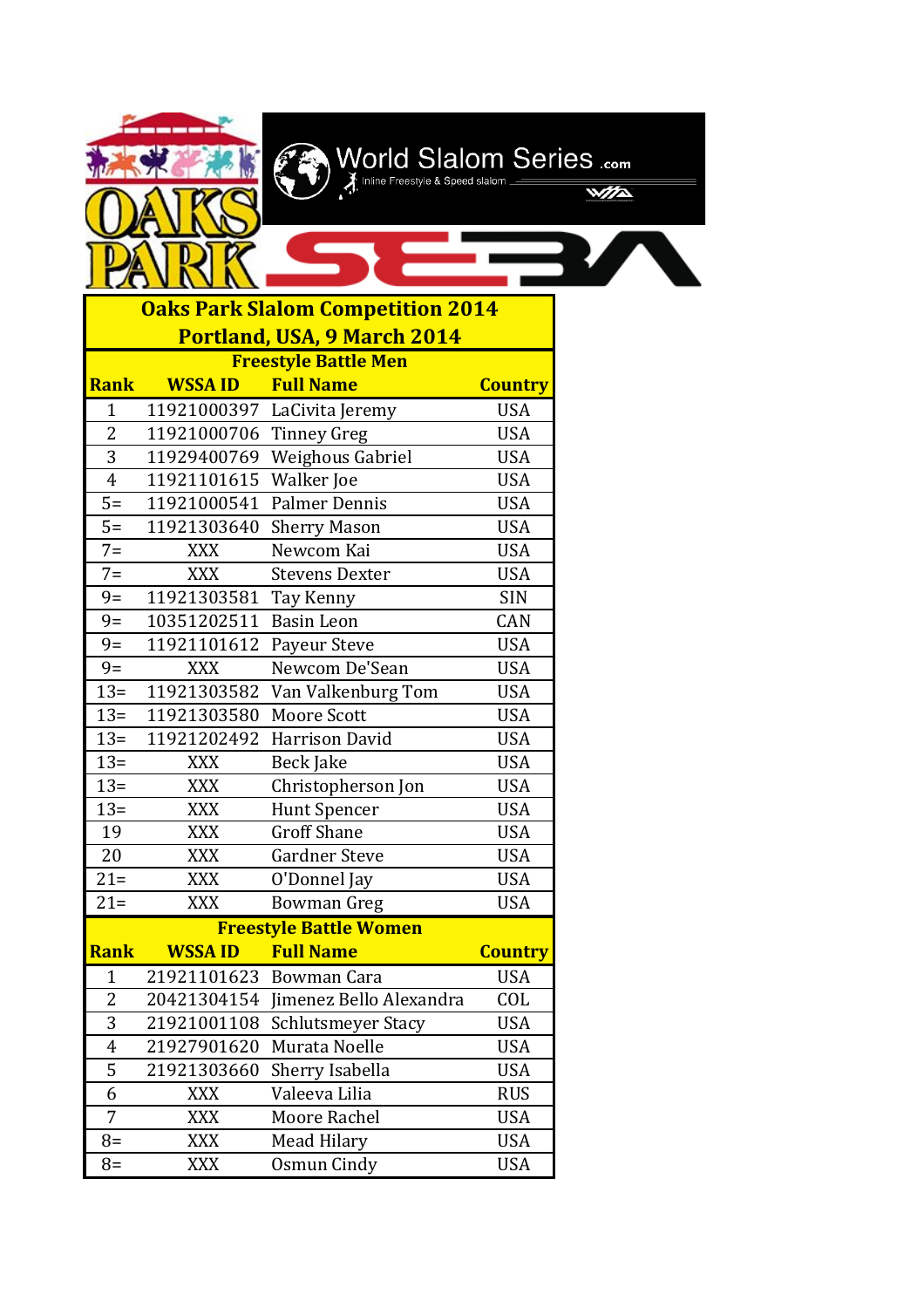# Oaks Park Slalom Competition 2014

## Portland, USA, 9 March 2014

### Freestyle Battle Men

| Rank | WSSA ID | Full Name | Country |
|---|---|---|---|
| 1 | 11921000397 | LaCivita Jeremy | USA |
| 2 | 11921000706 | Tinney Greg | USA |
| 3 | 11929400769 | Weighous Gabriel | USA |
| 4 | 11921101615 | Walker Joe | USA |
| 5= | 11921000541 | Palmer Dennis | USA |
| 5= | 11921303640 | Sherry Mason | USA |
| 7= | XXX | Newcom Kai | USA |
| 7= | XXX | Stevens Dexter | USA |
| 9= | 11921303581 | Tay Kenny | SIN |
| 9= | 10351202511 | Basin Leon | CAN |
| 9= | 11921101612 | Payeur Steve | USA |
| 9= | XXX | Newcom De'Sean | USA |
| 13= | 11921303582 | Van Valkenburg Tom | USA |
| 13= | 11921303580 | Moore Scott | USA |
| 13= | 11921202492 | Harrison David | USA |
| 13= | XXX | Beck Jake | USA |
| 13= | XXX | Christopherson Jon | USA |
| 13= | XXX | Hunt Spencer | USA |
| 19 | XXX | Groff Shane | USA |
| 20 | XXX | Gardner Steve | USA |
| 21= | XXX | O'Donnel Jay | USA |
| 21= | XXX | Bowman Greg | USA |

### Freestyle Battle Women

| Rank | WSSA ID | Full Name | Country |
|---|---|---|---|
| 1 | 21921101623 | Bowman Cara | USA |
| 2 | 20421304154 | Jimenez Bello Alexandra | COL |
| 3 | 21921001108 | Schlutsmeyer Stacy | USA |
| 4 | 21927901620 | Murata Noelle | USA |
| 5 | 21921303660 | Sherry Isabella | USA |
| 6 | XXX | Valeeva Lilia | RUS |
| 7 | XXX | Moore Rachel | USA |
| 8= | XXX | Mead Hilary | USA |
| 8= | XXX | Osmun Cindy | USA |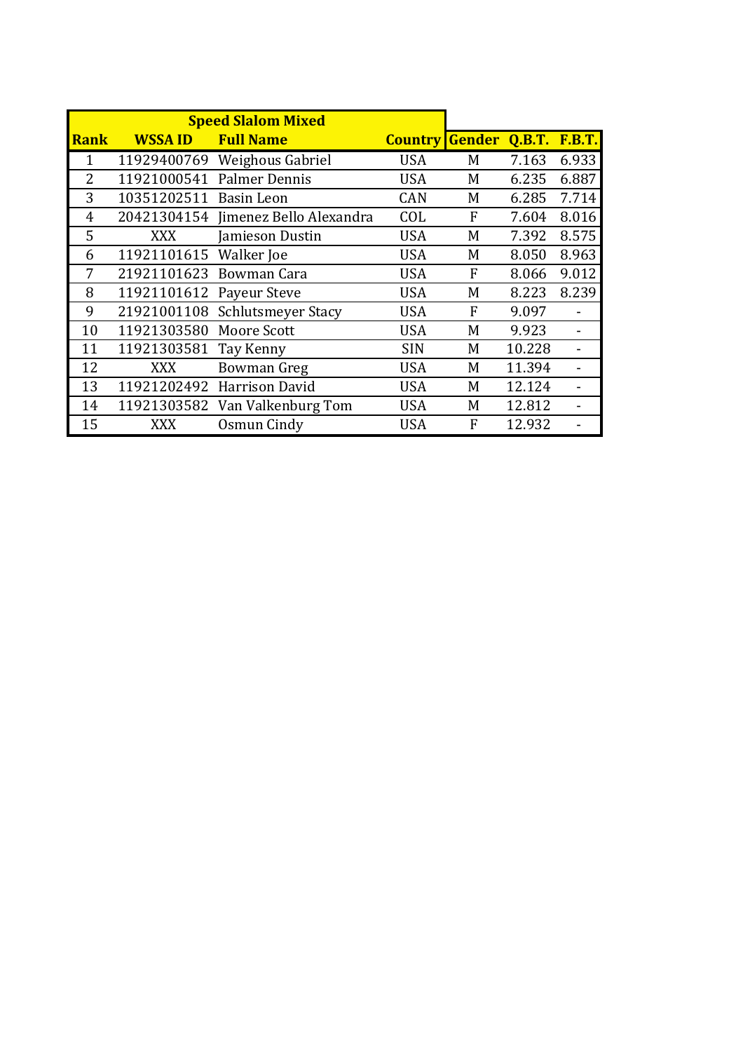| Speed Slalom Mixed | | | | | | |
|---|---|---|---|---|---|---|
| **Rank** | **WSSA ID** | **Full Name** | **Country** | **Gender** | **Q.B.T.** | **F.B.T.** |
| 1 | 11929400769 | Weighous Gabriel | USA | M | 7.163 | 6.933 |
| 2 | 11921000541 | Palmer Dennis | USA | M | 6.235 | 6.887 |
| 3 | 10351202511 | Basin Leon | CAN | M | 6.285 | 7.714 |
| 4 | 20421304154 | Jimenez Bello Alexandra | COL | F | 7.604 | 8.016 |
| 5 | XXX | Jamieson Dustin | USA | M | 7.392 | 8.575 |
| 6 | 11921101615 | Walker Joe | USA | M | 8.050 | 8.963 |
| 7 | 21921101623 | Bowman Cara | USA | F | 8.066 | 9.012 |
| 8 | 11921101612 | Payeur Steve | USA | M | 8.223 | 8.239 |
| 9 | 21921001108 | Schlutsmeyer Stacy | USA | F | 9.097 | - |
| 10 | 11921303580 | Moore Scott | USA | M | 9.923 | - |
| 11 | 11921303581 | Tay Kenny | SIN | M | 10.228 | - |
| 12 | XXX | Bowman Greg | USA | M | 11.394 | - |
| 13 | 11921202492 | Harrison David | USA | M | 12.124 | - |
| 14 | 11921303582 | Van Valkenburg Tom | USA | M | 12.812 | - |
| 15 | XXX | Osmun Cindy | USA | F | 12.932 | - |